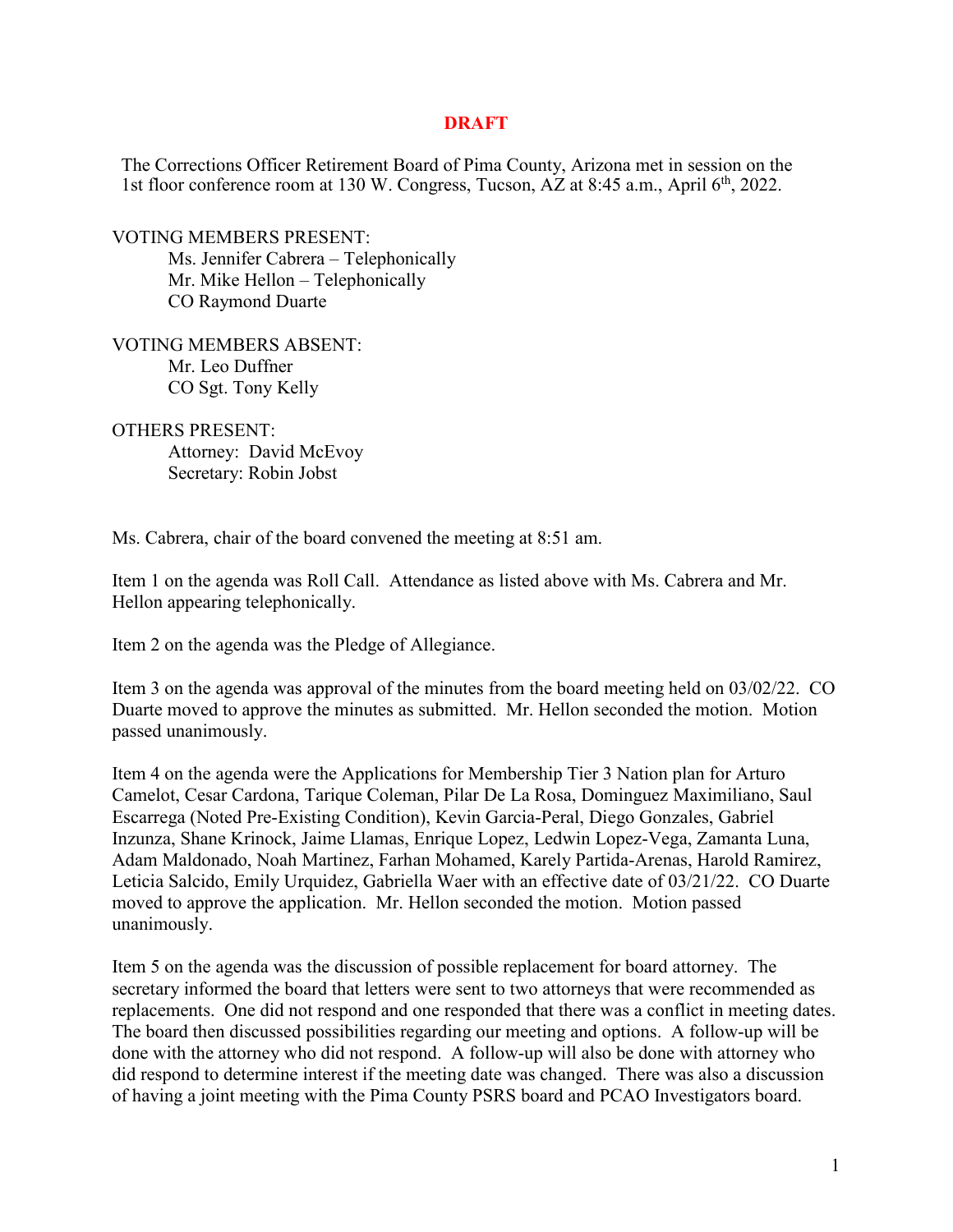**DRAFT**

The Corrections Officer Retirement Board of Pima County, Arizona met in session on the 1st floor conference room at 130 W. Congress, Tucson, AZ at 8:45 a.m., April 6th, 2022.

VOTING MEMBERS PRESENT:
- Ms. Jennifer Cabrera – Telephonically
- Mr. Mike Hellon – Telephonically
- CO Raymond Duarte

VOTING MEMBERS ABSENT:
- Mr. Leo Duffner
- CO Sgt. Tony Kelly

OTHERS PRESENT:
- Attorney: David McEvoy
- Secretary: Robin Jobst

Ms. Cabrera, chair of the board convened the meeting at 8:51 am.

Item 1 on the agenda was Roll Call. Attendance as listed above with Ms. Cabrera and Mr. Hellon appearing telephonically.

Item 2 on the agenda was the Pledge of Allegiance.

Item 3 on the agenda was approval of the minutes from the board meeting held on 03/02/22. CO Duarte moved to approve the minutes as submitted. Mr. Hellon seconded the motion. Motion passed unanimously.

Item 4 on the agenda were the Applications for Membership Tier 3 Nation plan for Arturo Camelot, Cesar Cardona, Tarique Coleman, Pilar De La Rosa, Dominguez Maximiliano, Saul Escarrega (Noted Pre-Existing Condition), Kevin Garcia-Peral, Diego Gonzales, Gabriel Inzunza, Shane Krinock, Jaime Llamas, Enrique Lopez, Ledwin Lopez-Vega, Zamanta Luna, Adam Maldonado, Noah Martinez, Farhan Mohamed, Karely Partida-Arenas, Harold Ramirez, Leticia Salcido, Emily Urquidez, Gabriella Waer with an effective date of 03/21/22. CO Duarte moved to approve the application. Mr. Hellon seconded the motion. Motion passed unanimously.

Item 5 on the agenda was the discussion of possible replacement for board attorney. The secretary informed the board that letters were sent to two attorneys that were recommended as replacements. One did not respond and one responded that there was a conflict in meeting dates. The board then discussed possibilities regarding our meeting and options. A follow-up will be done with the attorney who did not respond. A follow-up will also be done with attorney who did respond to determine interest if the meeting date was changed. There was also a discussion of having a joint meeting with the Pima County PSRS board and PCAO Investigators board.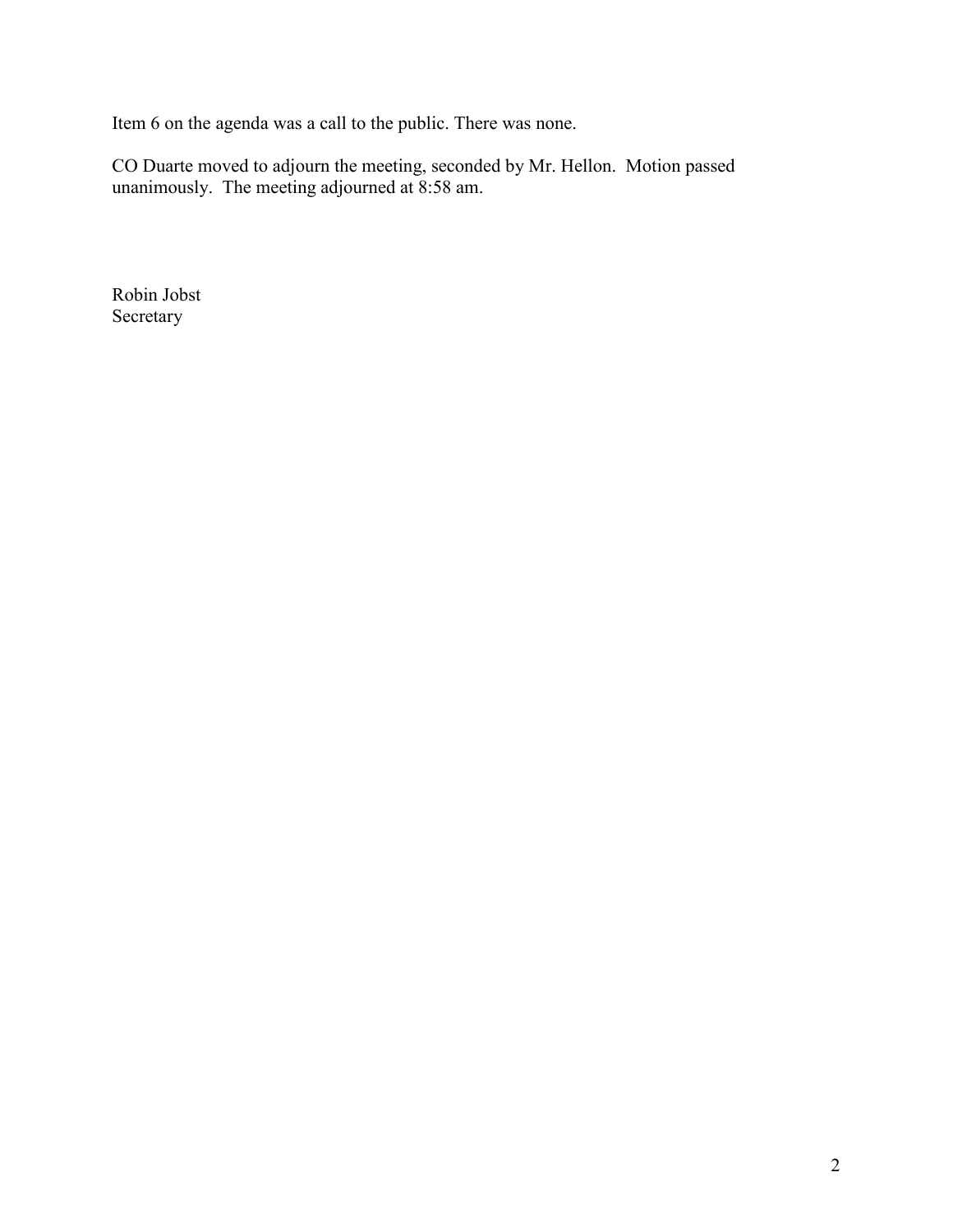Item 6 on the agenda was a call to the public. There was none.

CO Duarte moved to adjourn the meeting, seconded by Mr. Hellon. Motion passed unanimously. The meeting adjourned at 8:58 am.

Robin Jobst
Secretary